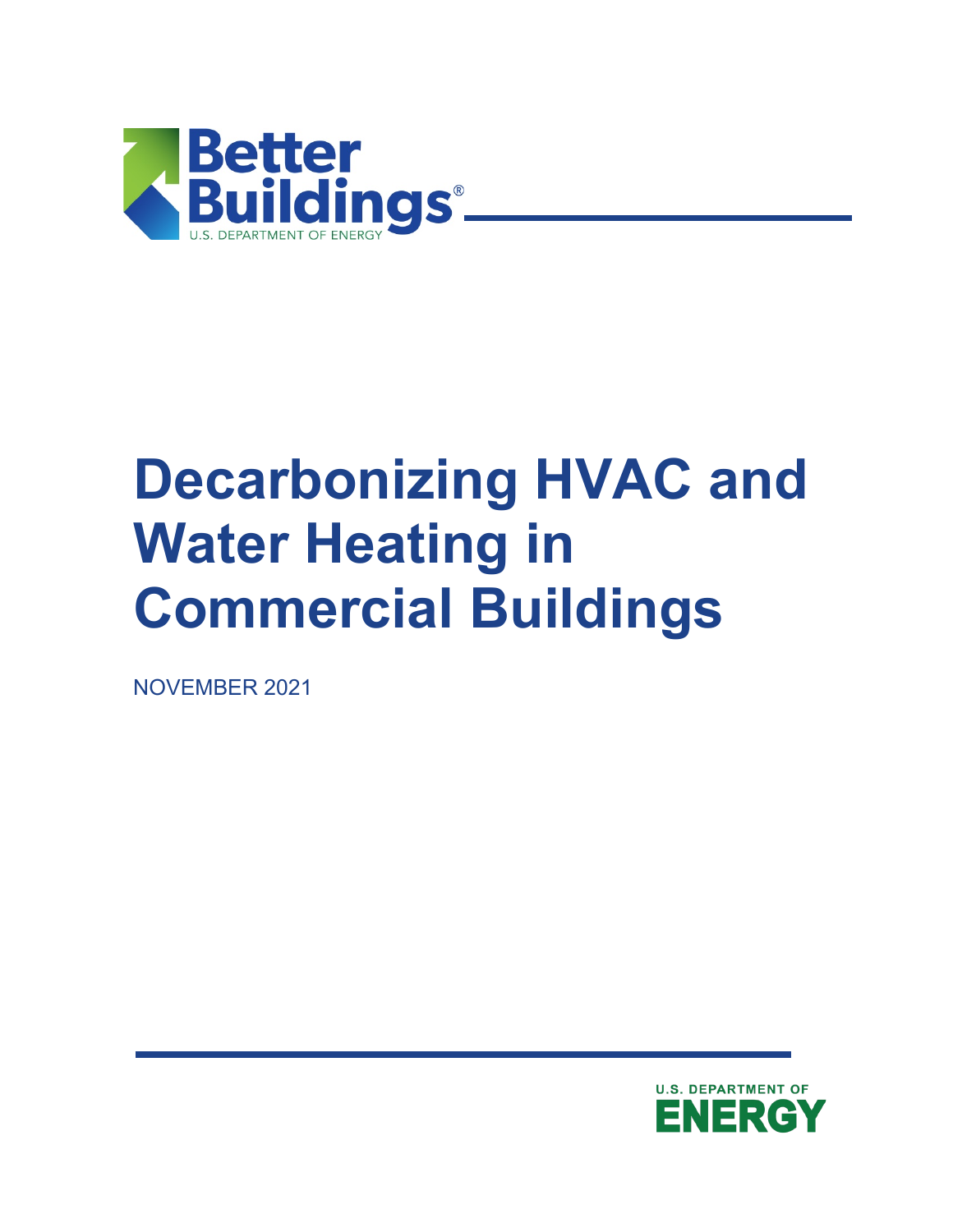Better Buildings®
U.S. DEPARTMENT OF ENERGY

# Decarbonizing HVAC and Water Heating in Commercial Buildings

NOVEMBER 2021

U.S. DEPARTMENT OF ENERGY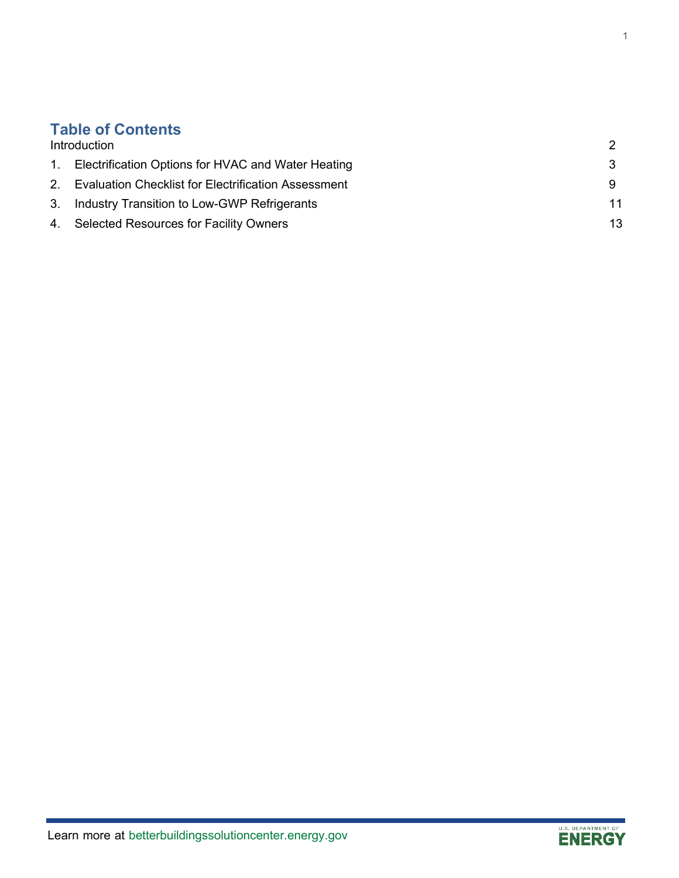## Table of Contents

| | | |
|---|---|---|
| Introduction | | 2 |
| 1. | Electrification Options for HVAC and Water Heating | 3 |
| 2. | Evaluation Checklist for Electrification Assessment | 9 |
| 3. | Industry Transition to Low-GWP Refrigerants | 11 |
| 4. | Selected Resources for Facility Owners | 13 |

Learn more at betterbuildingssolutioncenter.energy.gov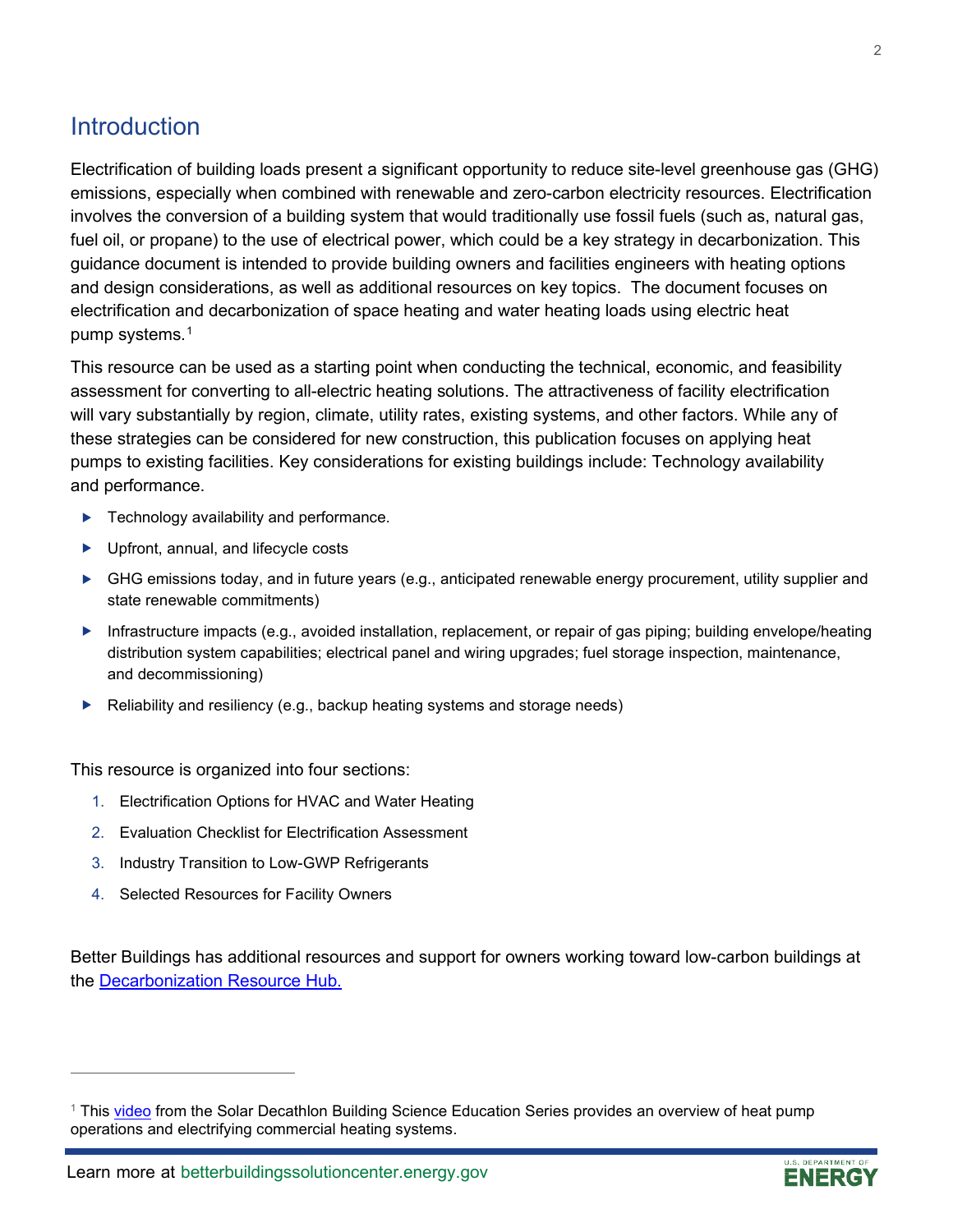## Introduction

Electrification of building loads present a significant opportunity to reduce site-level greenhouse gas (GHG) emissions, especially when combined with renewable and zero-carbon electricity resources. Electrification involves the conversion of a building system that would traditionally use fossil fuels (such as, natural gas, fuel oil, or propane) to the use of electrical power, which could be a key strategy in decarbonization. This guidance document is intended to provide building owners and facilities engineers with heating options and design considerations, as well as additional resources on key topics. The document focuses on electrification and decarbonization of space heating and water heating loads using electric heat pump systems.[1]

This resource can be used as a starting point when conducting the technical, economic, and feasibility assessment for converting to all-electric heating solutions. The attractiveness of facility electrification will vary substantially by region, climate, utility rates, existing systems, and other factors. While any of these strategies can be considered for new construction, this publication focuses on applying heat pumps to existing facilities. Key considerations for existing buildings include: Technology availability and performance.

- Technology availability and performance.
- Upfront, annual, and lifecycle costs
- GHG emissions today, and in future years (e.g., anticipated renewable energy procurement, utility supplier and state renewable commitments)
- Infrastructure impacts (e.g., avoided installation, replacement, or repair of gas piping; building envelope/heating distribution system capabilities; electrical panel and wiring upgrades; fuel storage inspection, maintenance, and decommissioning)
- Reliability and resiliency (e.g., backup heating systems and storage needs)

This resource is organized into four sections:

1. Electrification Options for HVAC and Water Heating
2. Evaluation Checklist for Electrification Assessment
3. Industry Transition to Low-GWP Refrigerants
4. Selected Resources for Facility Owners

Better Buildings has additional resources and support for owners working toward low-carbon buildings at the [Decarbonization Resource Hub.](#)

---

[1] This [video](#) from the Solar Decathlon Building Science Education Series provides an overview of heat pump operations and electrifying commercial heating systems.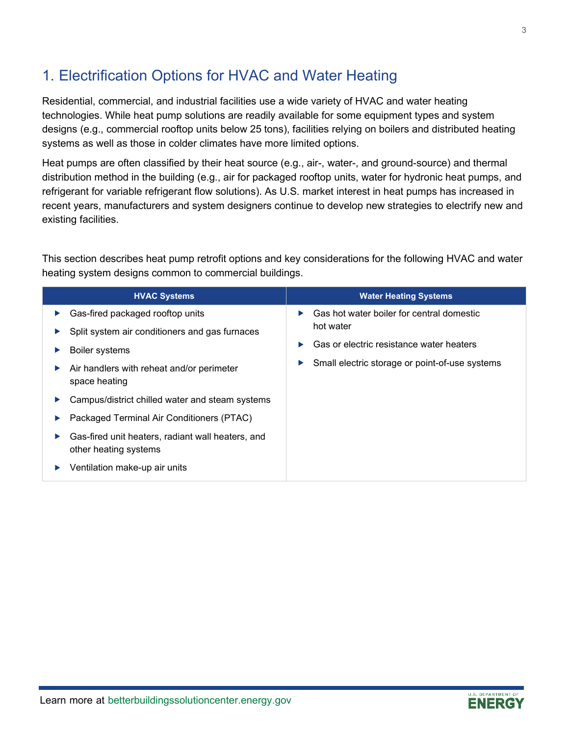## 1. Electrification Options for HVAC and Water Heating

Residential, commercial, and industrial facilities use a wide variety of HVAC and water heating technologies. While heat pump solutions are readily available for some equipment types and system designs (e.g., commercial rooftop units below 25 tons), facilities relying on boilers and distributed heating systems as well as those in colder climates have more limited options.

Heat pumps are often classified by their heat source (e.g., air-, water-, and ground-source) and thermal distribution method in the building (e.g., air for packaged rooftop units, water for hydronic heat pumps, and refrigerant for variable refrigerant flow solutions). As U.S. market interest in heat pumps has increased in recent years, manufacturers and system designers continue to develop new strategies to electrify new and existing facilities.

This section describes heat pump retrofit options and key considerations for the following HVAC and water heating system designs common to commercial buildings.

| HVAC Systems | Water Heating Systems |
| --- | --- |
| ▶ Gas-fired packaged rooftop units<br>▶ Split system air conditioners and gas furnaces<br>▶ Boiler systems<br>▶ Air handlers with reheat and/or perimeter space heating<br>▶ Campus/district chilled water and steam systems<br>▶ Packaged Terminal Air Conditioners (PTAC)<br>▶ Gas-fired unit heaters, radiant wall heaters, and other heating systems<br>▶ Ventilation make-up air units | ▶ Gas hot water boiler for central domestic hot water<br>▶ Gas or electric resistance water heaters<br>▶ Small electric storage or point-of-use systems |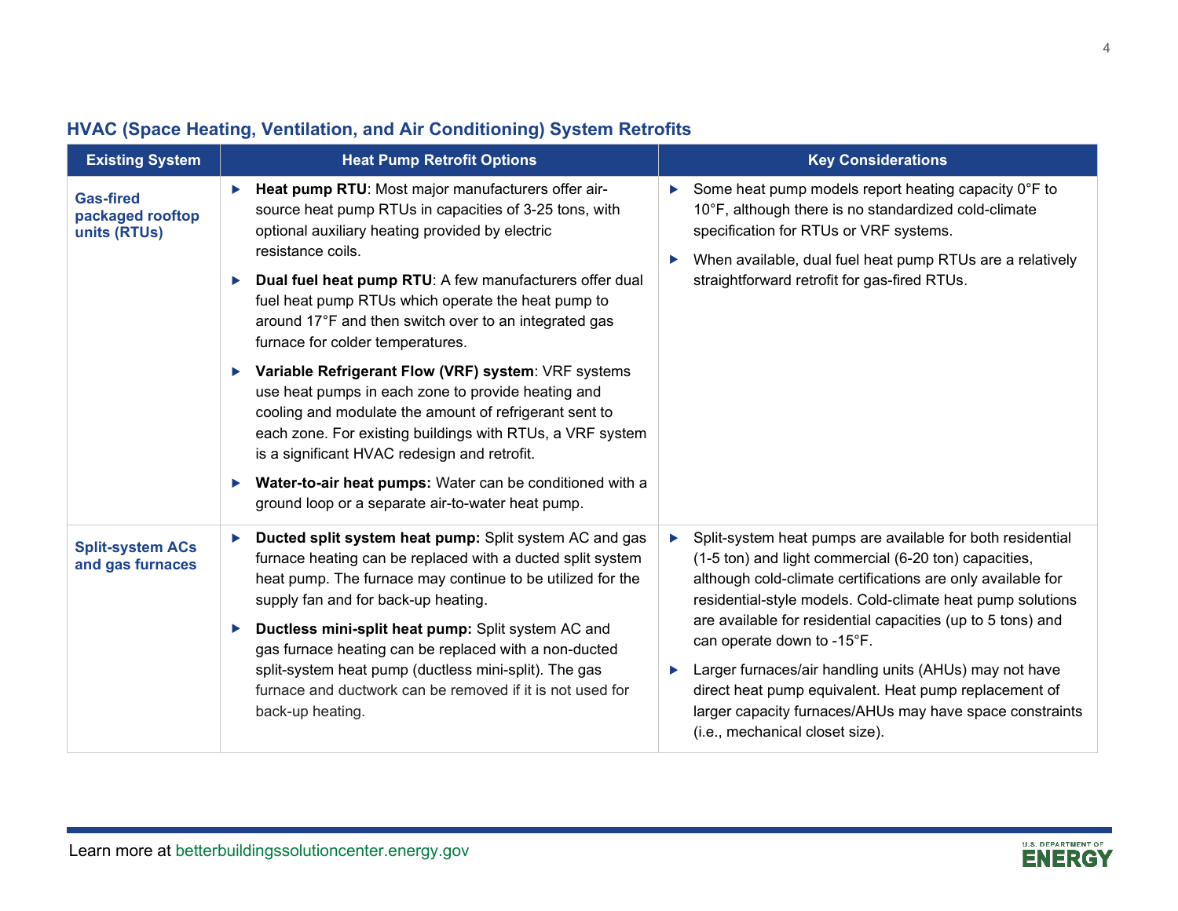## HVAC (Space Heating, Ventilation, and Air Conditioning) System Retrofits

| Existing System | Heat Pump Retrofit Options | Key Considerations |
|---|---|---|
| **Gas-fired packaged rooftop units (RTUs)** | ▶ **Heat pump RTU**: Most major manufacturers offer air-source heat pump RTUs in capacities of 3-25 tons, with optional auxiliary heating provided by electric resistance coils.<br>▶ **Dual fuel heat pump RTU**: A few manufacturers offer dual fuel heat pump RTUs which operate the heat pump to around 17°F and then switch over to an integrated gas furnace for colder temperatures.<br>▶ **Variable Refrigerant Flow (VRF) system**: VRF systems use heat pumps in each zone to provide heating and cooling and modulate the amount of refrigerant sent to each zone. For existing buildings with RTUs, a VRF system is a significant HVAC redesign and retrofit.<br>▶ **Water-to-air heat pumps:** Water can be conditioned with a ground loop or a separate air-to-water heat pump. | ▶ Some heat pump models report heating capacity 0°F to 10°F, although there is no standardized cold-climate specification for RTUs or VRF systems.<br>▶ When available, dual fuel heat pump RTUs are a relatively straightforward retrofit for gas-fired RTUs. |
| **Split-system ACs and gas furnaces** | ▶ **Ducted split system heat pump:** Split system AC and gas furnace heating can be replaced with a ducted split system heat pump. The furnace may continue to be utilized for the supply fan and for back-up heating.<br>▶ **Ductless mini-split heat pump:** Split system AC and gas furnace heating can be replaced with a non-ducted split-system heat pump (ductless mini-split). The gas furnace and ductwork can be removed if it is not used for back-up heating. | ▶ Split-system heat pumps are available for both residential (1-5 ton) and light commercial (6-20 ton) capacities, although cold-climate certifications are only available for residential-style models. Cold-climate heat pump solutions are available for residential capacities (up to 5 tons) and can operate down to -15°F.<br>▶ Larger furnaces/air handling units (AHUs) may not have direct heat pump equivalent. Heat pump replacement of larger capacity furnaces/AHUs may have space constraints (i.e., mechanical closet size). |

Learn more at betterbuildingssolutioncenter.energy.gov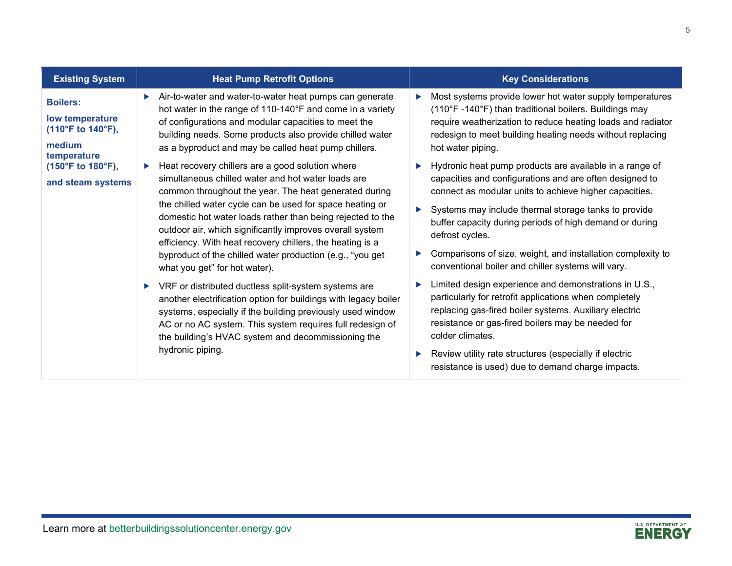| Existing System | Heat Pump Retrofit Options | Key Considerations |
| --- | --- | --- |
| **Boilers:**<br><br>**low temperature (110°F to 140°F),**<br><br>**medium temperature (150°F to 180°F),**<br><br>**and steam systems** | ▸ Air-to-water and water-to-water heat pumps can generate hot water in the range of 110-140°F and come in a variety of configurations and modular capacities to meet the building needs. Some products also provide chilled water as a byproduct and may be called heat pump chillers.<br><br>▸ Heat recovery chillers are a good solution where simultaneous chilled water and hot water loads are common throughout the year. The heat generated during the chilled water cycle can be used for space heating or domestic hot water loads rather than being rejected to the outdoor air, which significantly improves overall system efficiency. With heat recovery chillers, the heating is a byproduct of the chilled water production (e.g., "you get what you get" for hot water).<br><br>▸ VRF or distributed ductless split-system systems are another electrification option for buildings with legacy boiler systems, especially if the building previously used window AC or no AC system. This system requires full redesign of the building's HVAC system and decommissioning the hydronic piping. | ▸ Most systems provide lower hot water supply temperatures (110°F -140°F) than traditional boilers. Buildings may require weatherization to reduce heating loads and radiator redesign to meet building heating needs without replacing hot water piping.<br><br>▸ Hydronic heat pump products are available in a range of capacities and configurations and are often designed to connect as modular units to achieve higher capacities.<br><br>▸ Systems may include thermal storage tanks to provide buffer capacity during periods of high demand or during defrost cycles.<br><br>▸ Comparisons of size, weight, and installation complexity to conventional boiler and chiller systems will vary.<br><br>▸ Limited design experience and demonstrations in U.S., particularly for retrofit applications when completely replacing gas-fired boiler systems. Auxiliary electric resistance or gas-fired boilers may be needed for colder climates.<br><br>▸ Review utility rate structures (especially if electric resistance is used) due to demand charge impacts. |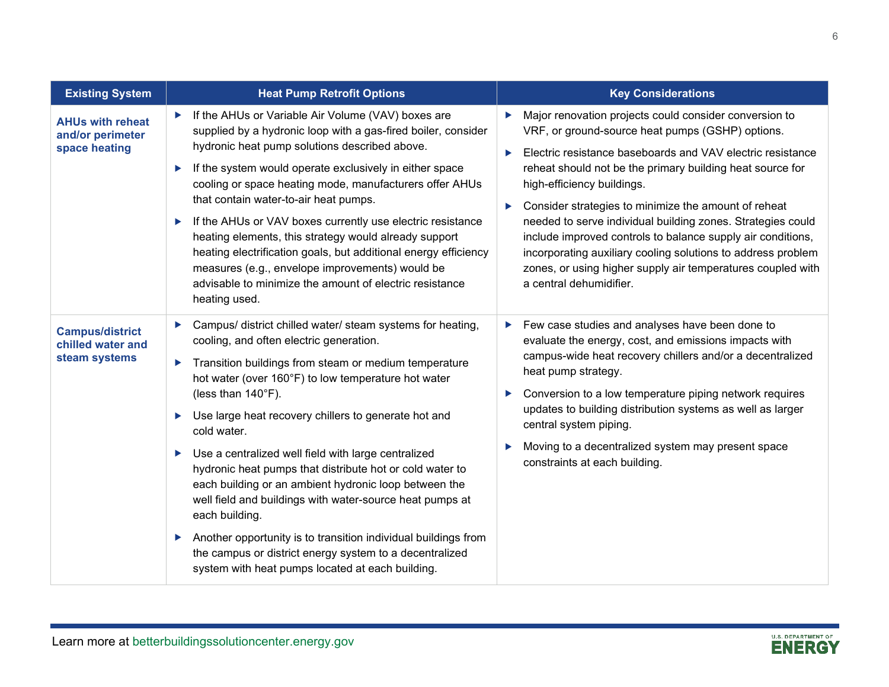| Existing System | Heat Pump Retrofit Options | Key Considerations |
| --- | --- | --- |
| **AHUs with reheat and/or perimeter space heating** | ▶ If the AHUs or Variable Air Volume (VAV) boxes are supplied by a hydronic loop with a gas-fired boiler, consider hydronic heat pump solutions described above.<br>▶ If the system would operate exclusively in either space cooling or space heating mode, manufacturers offer AHUs that contain water-to-air heat pumps.<br>▶ If the AHUs or VAV boxes currently use electric resistance heating elements, this strategy would already support heating electrification goals, but additional energy efficiency measures (e.g., envelope improvements) would be advisable to minimize the amount of electric resistance heating used. | ▶ Major renovation projects could consider conversion to VRF, or ground-source heat pumps (GSHP) options.<br>▶ Electric resistance baseboards and VAV electric resistance reheat should not be the primary building heat source for high-efficiency buildings.<br>▶ Consider strategies to minimize the amount of reheat needed to serve individual building zones. Strategies could include improved controls to balance supply air conditions, incorporating auxiliary cooling solutions to address problem zones, or using higher supply air temperatures coupled with a central dehumidifier. |
| **Campus/district chilled water and steam systems** | ▶ Campus/ district chilled water/ steam systems for heating, cooling, and often electric generation.<br>▶ Transition buildings from steam or medium temperature hot water (over 160°F) to low temperature hot water (less than 140°F).<br>▶ Use large heat recovery chillers to generate hot and cold water.<br>▶ Use a centralized well field with large centralized hydronic heat pumps that distribute hot or cold water to each building or an ambient hydronic loop between the well field and buildings with water-source heat pumps at each building.<br>▶ Another opportunity is to transition individual buildings from the campus or district energy system to a decentralized system with heat pumps located at each building. | ▶ Few case studies and analyses have been done to evaluate the energy, cost, and emissions impacts with campus-wide heat recovery chillers and/or a decentralized heat pump strategy.<br>▶ Conversion to a low temperature piping network requires updates to building distribution systems as well as larger central system piping.<br>▶ Moving to a decentralized system may present space constraints at each building. |

Learn more at betterbuildingssolutioncenter.energy.gov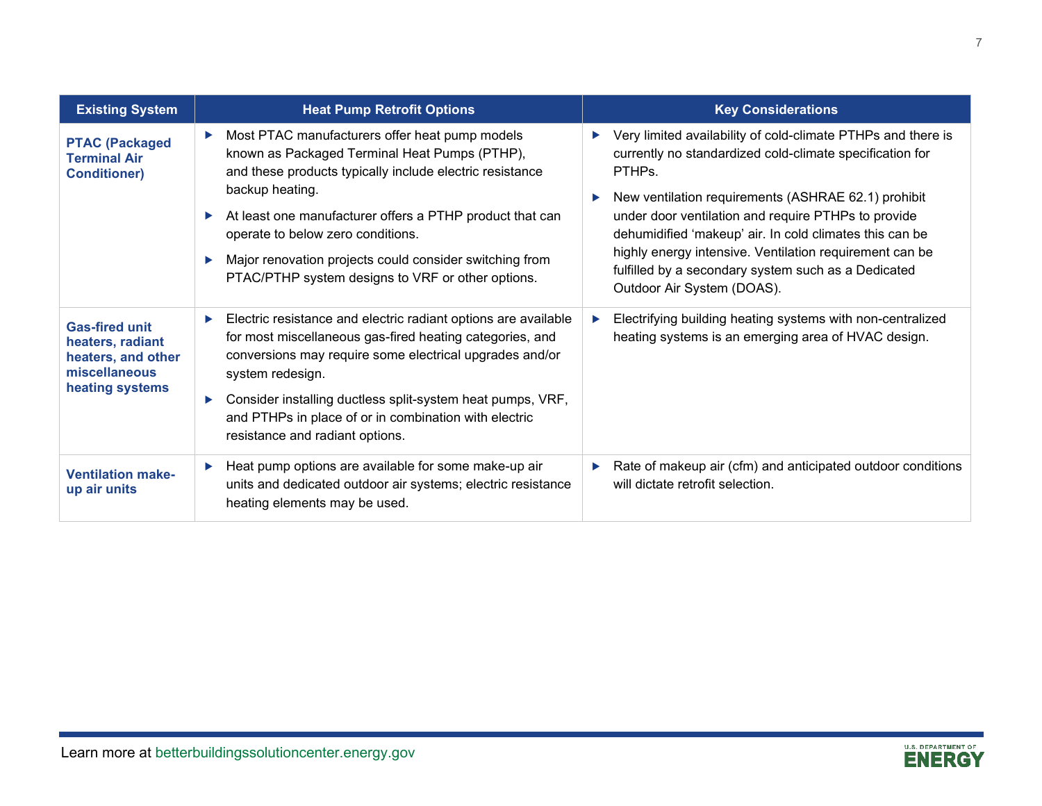| Existing System | Heat Pump Retrofit Options | Key Considerations |
|---|---|---|
| **PTAC (Packaged Terminal Air Conditioner)** | ▸ Most PTAC manufacturers offer heat pump models known as Packaged Terminal Heat Pumps (PTHP), and these products typically include electric resistance backup heating.<br>▸ At least one manufacturer offers a PTHP product that can operate to below zero conditions.<br>▸ Major renovation projects could consider switching from PTAC/PTHP system designs to VRF or other options. | ▸ Very limited availability of cold-climate PTHPs and there is currently no standardized cold-climate specification for PTHPs.<br>▸ New ventilation requirements (ASHRAE 62.1) prohibit under door ventilation and require PTHPs to provide dehumidified 'makeup' air. In cold climates this can be highly energy intensive. Ventilation requirement can be fulfilled by a secondary system such as a Dedicated Outdoor Air System (DOAS). |
| **Gas-fired unit heaters, radiant heaters, and other miscellaneous heating systems** | ▸ Electric resistance and electric radiant options are available for most miscellaneous gas-fired heating categories, and conversions may require some electrical upgrades and/or system redesign.<br>▸ Consider installing ductless split-system heat pumps, VRF, and PTHPs in place of or in combination with electric resistance and radiant options. | ▸ Electrifying building heating systems with non-centralized heating systems is an emerging area of HVAC design. |
| **Ventilation make-up air units** | ▸ Heat pump options are available for some make-up air units and dedicated outdoor air systems; electric resistance heating elements may be used. | ▸ Rate of makeup air (cfm) and anticipated outdoor conditions will dictate retrofit selection. |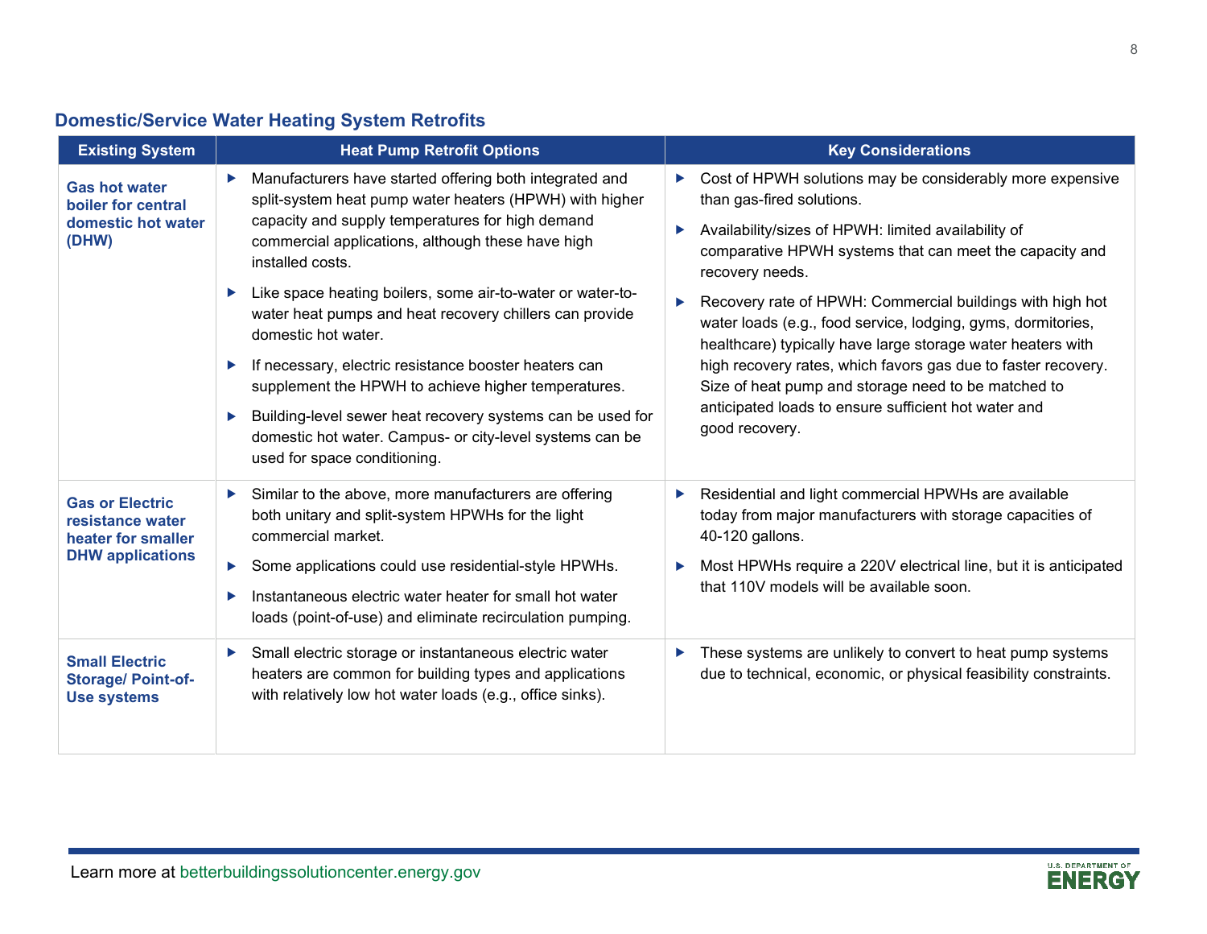## Domestic/Service Water Heating System Retrofits

| Existing System | Heat Pump Retrofit Options | Key Considerations |
|---|---|---|
| **Gas hot water boiler for central domestic hot water (DHW)** | ▶ Manufacturers have started offering both integrated and split-system heat pump water heaters (HPWH) with higher capacity and supply temperatures for high demand commercial applications, although these have high installed costs.<br>▶ Like space heating boilers, some air-to-water or water-to-water heat pumps and heat recovery chillers can provide domestic hot water.<br>▶ If necessary, electric resistance booster heaters can supplement the HPWH to achieve higher temperatures.<br>▶ Building-level sewer heat recovery systems can be used for domestic hot water. Campus- or city-level systems can be used for space conditioning. | ▶ Cost of HPWH solutions may be considerably more expensive than gas-fired solutions.<br>▶ Availability/sizes of HPWH: limited availability of comparative HPWH systems that can meet the capacity and recovery needs.<br>▶ Recovery rate of HPWH: Commercial buildings with high hot water loads (e.g., food service, lodging, gyms, dormitories, healthcare) typically have large storage water heaters with high recovery rates, which favors gas due to faster recovery. Size of heat pump and storage need to be matched to anticipated loads to ensure sufficient hot water and good recovery. |
| **Gas or Electric resistance water heater for smaller DHW applications** | ▶ Similar to the above, more manufacturers are offering both unitary and split-system HPWHs for the light commercial market.<br>▶ Some applications could use residential-style HPWHs.<br>▶ Instantaneous electric water heater for small hot water loads (point-of-use) and eliminate recirculation pumping. | ▶ Residential and light commercial HPWHs are available today from major manufacturers with storage capacities of 40-120 gallons.<br>▶ Most HPWHs require a 220V electrical line, but it is anticipated that 110V models will be available soon. |
| **Small Electric Storage/ Point-of-Use systems** | ▶ Small electric storage or instantaneous electric water heaters are common for building types and applications with relatively low hot water loads (e.g., office sinks). | ▶ These systems are unlikely to convert to heat pump systems due to technical, economic, or physical feasibility constraints. |

Learn more at betterbuildingssolutioncenter.energy.gov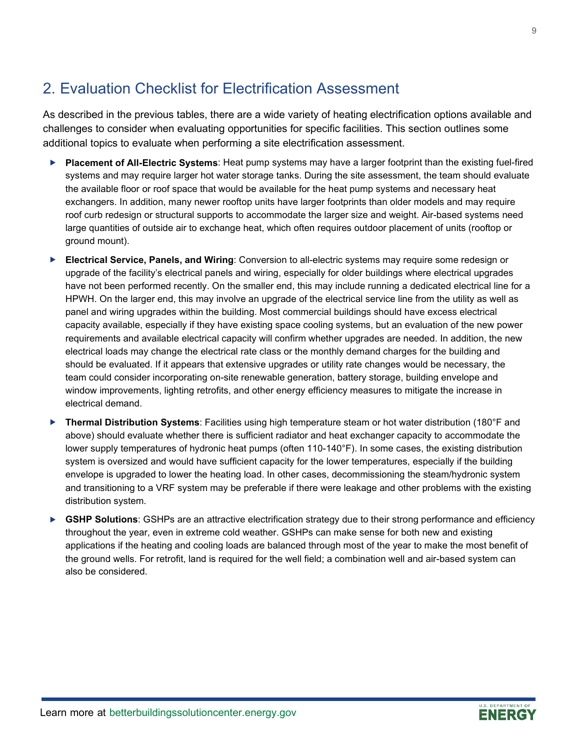## 2. Evaluation Checklist for Electrification Assessment

As described in the previous tables, there are a wide variety of heating electrification options available and challenges to consider when evaluating opportunities for specific facilities. This section outlines some additional topics to evaluate when performing a site electrification assessment.

- **Placement of All-Electric Systems**: Heat pump systems may have a larger footprint than the existing fuel-fired systems and may require larger hot water storage tanks. During the site assessment, the team should evaluate the available floor or roof space that would be available for the heat pump systems and necessary heat exchangers. In addition, many newer rooftop units have larger footprints than older models and may require roof curb redesign or structural supports to accommodate the larger size and weight. Air-based systems need large quantities of outside air to exchange heat, which often requires outdoor placement of units (rooftop or ground mount).
- **Electrical Service, Panels, and Wiring**: Conversion to all-electric systems may require some redesign or upgrade of the facility's electrical panels and wiring, especially for older buildings where electrical upgrades have not been performed recently. On the smaller end, this may include running a dedicated electrical line for a HPWH. On the larger end, this may involve an upgrade of the electrical service line from the utility as well as panel and wiring upgrades within the building. Most commercial buildings should have excess electrical capacity available, especially if they have existing space cooling systems, but an evaluation of the new power requirements and available electrical capacity will confirm whether upgrades are needed. In addition, the new electrical loads may change the electrical rate class or the monthly demand charges for the building and should be evaluated. If it appears that extensive upgrades or utility rate changes would be necessary, the team could consider incorporating on-site renewable generation, battery storage, building envelope and window improvements, lighting retrofits, and other energy efficiency measures to mitigate the increase in electrical demand.
- **Thermal Distribution Systems**: Facilities using high temperature steam or hot water distribution (180°F and above) should evaluate whether there is sufficient radiator and heat exchanger capacity to accommodate the lower supply temperatures of hydronic heat pumps (often 110-140°F). In some cases, the existing distribution system is oversized and would have sufficient capacity for the lower temperatures, especially if the building envelope is upgraded to lower the heating load. In other cases, decommissioning the steam/hydronic system and transitioning to a VRF system may be preferable if there were leakage and other problems with the existing distribution system.
- **GSHP Solutions**: GSHPs are an attractive electrification strategy due to their strong performance and efficiency throughout the year, even in extreme cold weather. GSHPs can make sense for both new and existing applications if the heating and cooling loads are balanced through most of the year to make the most benefit of the ground wells. For retrofit, land is required for the well field; a combination well and air-based system can also be considered.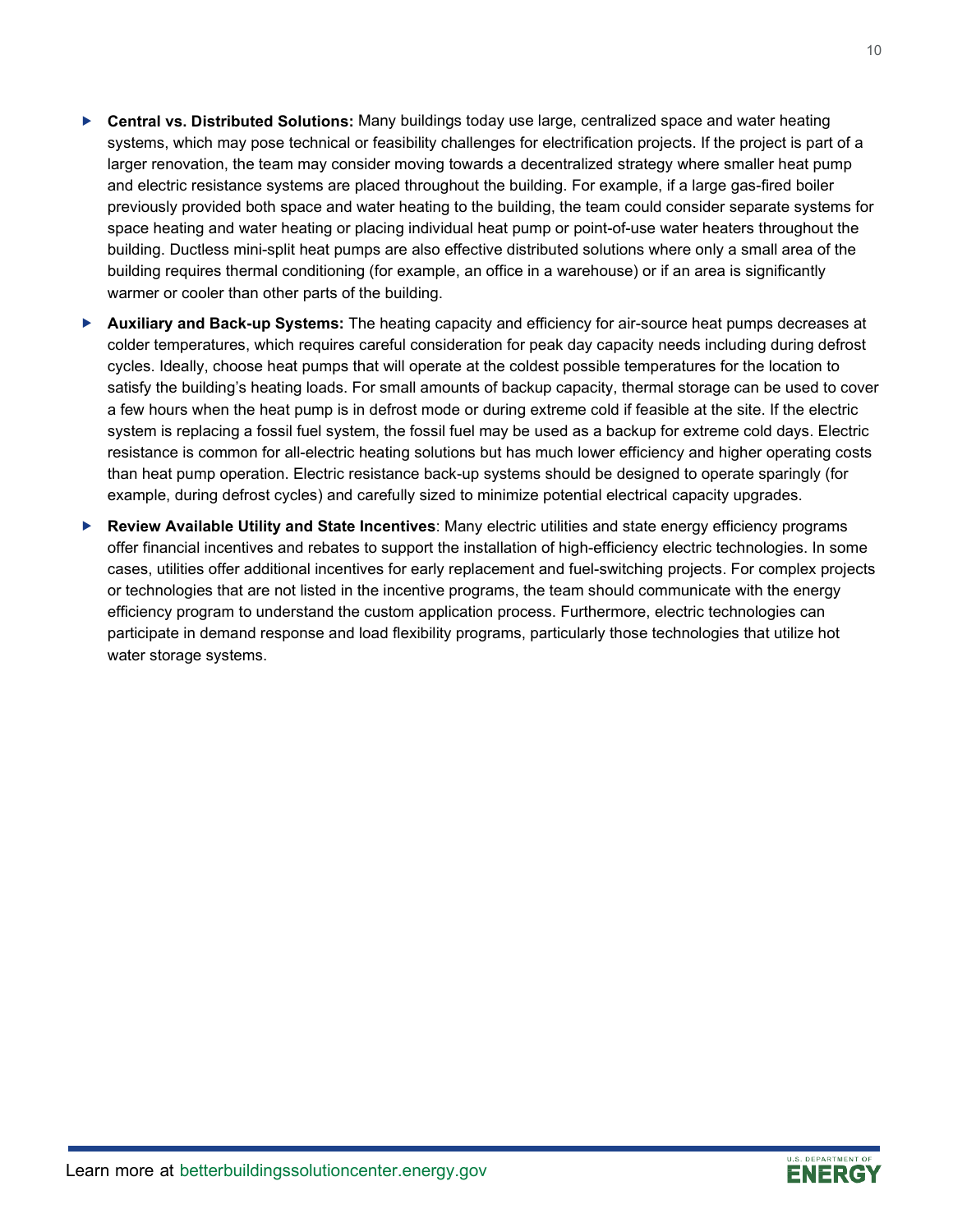- **Central vs. Distributed Solutions:** Many buildings today use large, centralized space and water heating systems, which may pose technical or feasibility challenges for electrification projects. If the project is part of a larger renovation, the team may consider moving towards a decentralized strategy where smaller heat pump and electric resistance systems are placed throughout the building. For example, if a large gas-fired boiler previously provided both space and water heating to the building, the team could consider separate systems for space heating and water heating or placing individual heat pump or point-of-use water heaters throughout the building. Ductless mini-split heat pumps are also effective distributed solutions where only a small area of the building requires thermal conditioning (for example, an office in a warehouse) or if an area is significantly warmer or cooler than other parts of the building.
- **Auxiliary and Back-up Systems:** The heating capacity and efficiency for air-source heat pumps decreases at colder temperatures, which requires careful consideration for peak day capacity needs including during defrost cycles. Ideally, choose heat pumps that will operate at the coldest possible temperatures for the location to satisfy the building's heating loads. For small amounts of backup capacity, thermal storage can be used to cover a few hours when the heat pump is in defrost mode or during extreme cold if feasible at the site. If the electric system is replacing a fossil fuel system, the fossil fuel may be used as a backup for extreme cold days. Electric resistance is common for all-electric heating solutions but has much lower efficiency and higher operating costs than heat pump operation. Electric resistance back-up systems should be designed to operate sparingly (for example, during defrost cycles) and carefully sized to minimize potential electrical capacity upgrades.
- **Review Available Utility and State Incentives**: Many electric utilities and state energy efficiency programs offer financial incentives and rebates to support the installation of high-efficiency electric technologies. In some cases, utilities offer additional incentives for early replacement and fuel-switching projects. For complex projects or technologies that are not listed in the incentive programs, the team should communicate with the energy efficiency program to understand the custom application process. Furthermore, electric technologies can participate in demand response and load flexibility programs, particularly those technologies that utilize hot water storage systems.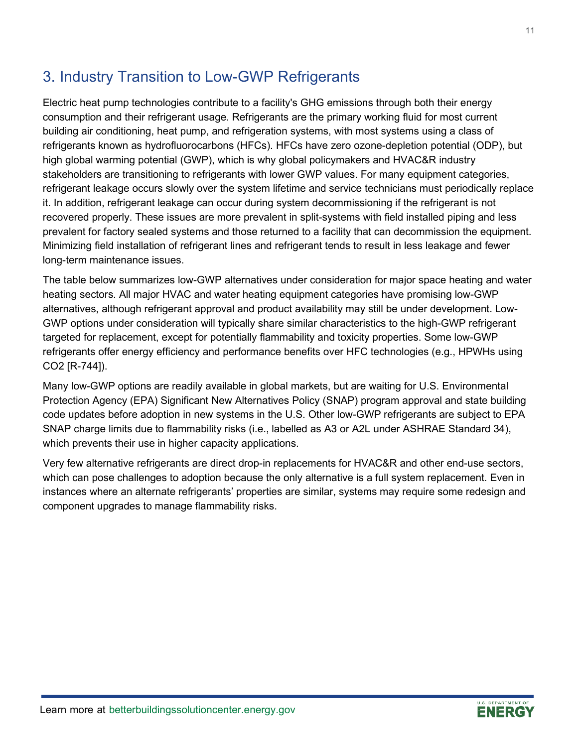## 3. Industry Transition to Low-GWP Refrigerants

Electric heat pump technologies contribute to a facility's GHG emissions through both their energy consumption and their refrigerant usage. Refrigerants are the primary working fluid for most current building air conditioning, heat pump, and refrigeration systems, with most systems using a class of refrigerants known as hydrofluorocarbons (HFCs). HFCs have zero ozone-depletion potential (ODP), but high global warming potential (GWP), which is why global policymakers and HVAC&R industry stakeholders are transitioning to refrigerants with lower GWP values. For many equipment categories, refrigerant leakage occurs slowly over the system lifetime and service technicians must periodically replace it. In addition, refrigerant leakage can occur during system decommissioning if the refrigerant is not recovered properly. These issues are more prevalent in split-systems with field installed piping and less prevalent for factory sealed systems and those returned to a facility that can decommission the equipment. Minimizing field installation of refrigerant lines and refrigerant tends to result in less leakage and fewer long-term maintenance issues.

The table below summarizes low-GWP alternatives under consideration for major space heating and water heating sectors. All major HVAC and water heating equipment categories have promising low-GWP alternatives, although refrigerant approval and product availability may still be under development. Low-GWP options under consideration will typically share similar characteristics to the high-GWP refrigerant targeted for replacement, except for potentially flammability and toxicity properties. Some low-GWP refrigerants offer energy efficiency and performance benefits over HFC technologies (e.g., HPWHs using $CO_2$ [R-744]).

Many low-GWP options are readily available in global markets, but are waiting for U.S. Environmental Protection Agency (EPA) Significant New Alternatives Policy (SNAP) program approval and state building code updates before adoption in new systems in the U.S. Other low-GWP refrigerants are subject to EPA SNAP charge limits due to flammability risks (i.e., labelled as A3 or A2L under ASHRAE Standard 34), which prevents their use in higher capacity applications.

Very few alternative refrigerants are direct drop-in replacements for HVAC&R and other end-use sectors, which can pose challenges to adoption because the only alternative is a full system replacement. Even in instances where an alternate refrigerants' properties are similar, systems may require some redesign and component upgrades to manage flammability risks.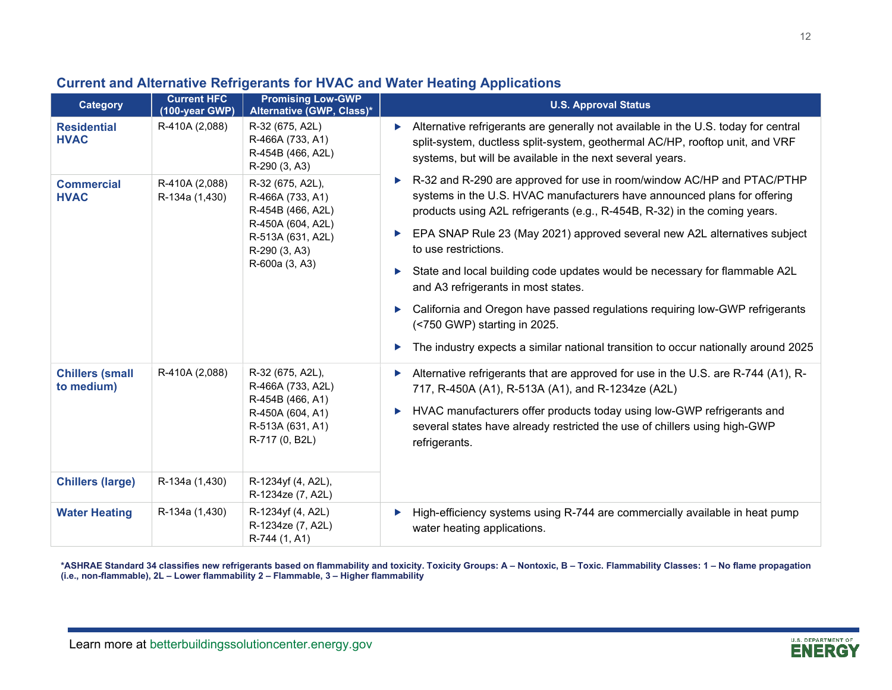## Current and Alternative Refrigerants for HVAC and Water Heating Applications

| Category | Current HFC (100-year GWP) | Promising Low-GWP Alternative (GWP, Class)* | U.S. Approval Status |
|---|---|---|---|
| **Residential HVAC** | R-410A (2,088) | R-32 (675, A2L)<br>R-466A (733, A1)<br>R-454B (466, A2L)<br>R-290 (3, A3) | ▸ Alternative refrigerants are generally not available in the U.S. today for central split-system, ductless split-system, geothermal AC/HP, rooftop unit, and VRF systems, but will be available in the next several years.<br>▸ R-32 and R-290 are approved for use in room/window AC/HP and PTAC/PTHP systems in the U.S. HVAC manufacturers have announced plans for offering products using A2L refrigerants (e.g., R-454B, R-32) in the coming years.<br>▸ EPA SNAP Rule 23 (May 2021) approved several new A2L alternatives subject to use restrictions.<br>▸ State and local building code updates would be necessary for flammable A2L and A3 refrigerants in most states.<br>▸ California and Oregon have passed regulations requiring low-GWP refrigerants (<750 GWP) starting in 2025.<br>▸ The industry expects a similar national transition to occur nationally around 2025 |
| **Commercial HVAC** | R-410A (2,088)<br>R-134a (1,430) | R-32 (675, A2L),<br>R-466A (733, A1)<br>R-454B (466, A2L)<br>R-450A (604, A2L)<br>R-513A (631, A2L)<br>R-290 (3, A3)<br>R-600a (3, A3) | |
| **Chillers (small to medium)** | R-410A (2,088) | R-32 (675, A2L),<br>R-466A (733, A2L)<br>R-454B (466, A1)<br>R-450A (604, A1)<br>R-513A (631, A1)<br>R-717 (0, B2L) | ▸ Alternative refrigerants that are approved for use in the U.S. are R-744 (A1), R-717, R-450A (A1), R-513A (A1), and R-1234ze (A2L)<br>▸ HVAC manufacturers offer products today using low-GWP refrigerants and several states have already restricted the use of chillers using high-GWP refrigerants. |
| **Chillers (large)** | R-134a (1,430) | R-1234yf (4, A2L),<br>R-1234ze (7, A2L) | |
| **Water Heating** | R-134a (1,430) | R-1234yf (4, A2L)<br>R-1234ze (7, A2L)<br>R-744 (1, A1) | ▸ High-efficiency systems using R-744 are commercially available in heat pump water heating applications. |

**\*ASHRAE Standard 34 classifies new refrigerants based on flammability and toxicity. Toxicity Groups: A – Nontoxic, B – Toxic. Flammability Classes: 1 – No flame propagation (i.e., non-flammable), 2L – Lower flammability 2 – Flammable, 3 – Higher flammability**

Learn more at betterbuildingssolutioncenter.energy.gov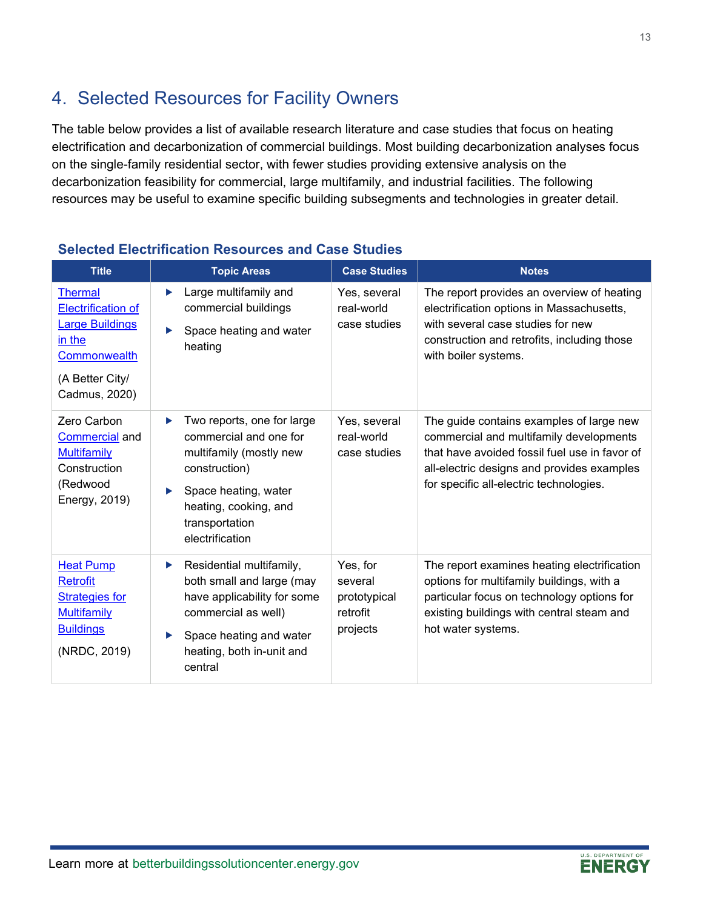## 4. Selected Resources for Facility Owners

The table below provides a list of available research literature and case studies that focus on heating electrification and decarbonization of commercial buildings. Most building decarbonization analyses focus on the single-family residential sector, with fewer studies providing extensive analysis on the decarbonization feasibility for commercial, large multifamily, and industrial facilities. The following resources may be useful to examine specific building subsegments and technologies in greater detail.

### Selected Electrification Resources and Case Studies

| Title | Topic Areas | Case Studies | Notes |
|---|---|---|---|
| Thermal Electrification of Large Buildings in the Commonwealth (A Better City/ Cadmus, 2020) | ▶ Large multifamily and commercial buildings<br>▶ Space heating and water heating | Yes, several real-world case studies | The report provides an overview of heating electrification options in Massachusetts, with several case studies for new construction and retrofits, including those with boiler systems. |
| Zero Carbon Commercial and Multifamily Construction (Redwood Energy, 2019) | ▶ Two reports, one for large commercial and one for multifamily (mostly new construction)<br>▶ Space heating, water heating, cooking, and transportation electrification | Yes, several real-world case studies | The guide contains examples of large new commercial and multifamily developments that have avoided fossil fuel use in favor of all-electric designs and provides examples for specific all-electric technologies. |
| Heat Pump Retrofit Strategies for Multifamily Buildings (NRDC, 2019) | ▶ Residential multifamily, both small and large (may have applicability for some commercial as well)<br>▶ Space heating and water heating, both in-unit and central | Yes, for several prototypical retrofit projects | The report examines heating electrification options for multifamily buildings, with a particular focus on technology options for existing buildings with central steam and hot water systems. |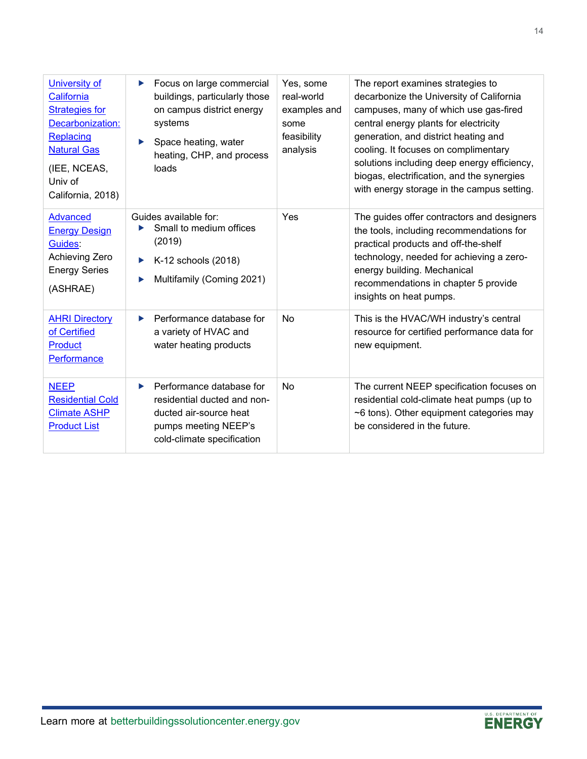| | | | |
|---|---|---|---|
| University of California Strategies for Decarbonization: Replacing Natural Gas (IEE, NCEAS, Univ of California, 2018) | ▶ Focus on large commercial buildings, particularly those on campus district energy systems<br>▶ Space heating, water heating, CHP, and process loads | Yes, some real-world examples and some feasibility analysis | The report examines strategies to decarbonize the University of California campuses, many of which use gas-fired central energy plants for electricity generation, and district heating and cooling. It focuses on complimentary solutions including deep energy efficiency, biogas, electrification, and the synergies with energy storage in the campus setting. |
| Advanced Energy Design Guides: Achieving Zero Energy Series (ASHRAE) | Guides available for:<br>▶ Small to medium offices (2019)<br>▶ K-12 schools (2018)<br>▶ Multifamily (Coming 2021) | Yes | The guides offer contractors and designers the tools, including recommendations for practical products and off-the-shelf technology, needed for achieving a zero-energy building. Mechanical recommendations in chapter 5 provide insights on heat pumps. |
| AHRI Directory of Certified Product Performance | ▶ Performance database for a variety of HVAC and water heating products | No | This is the HVAC/WH industry's central resource for certified performance data for new equipment. |
| NEEP Residential Cold Climate ASHP Product List | ▶ Performance database for residential ducted and non-ducted air-source heat pumps meeting NEEP's cold-climate specification | No | The current NEEP specification focuses on residential cold-climate heat pumps (up to ~6 tons). Other equipment categories may be considered in the future. |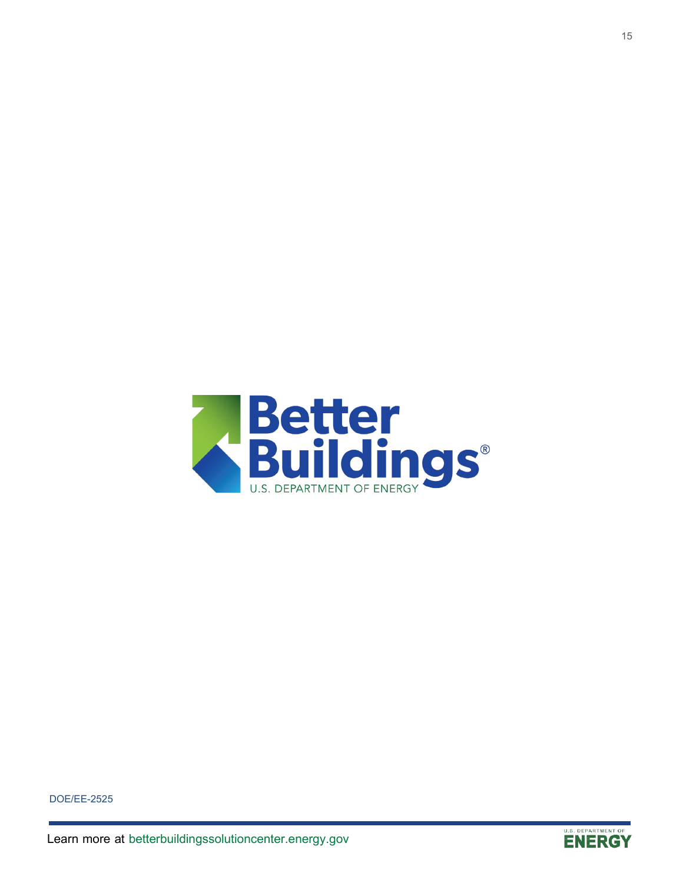Better Buildings®

U.S. DEPARTMENT OF ENERGY

DOE/EE-2525

Learn more at betterbuildingssolutioncenter.energy.gov

U.S. DEPARTMENT OF ENERGY